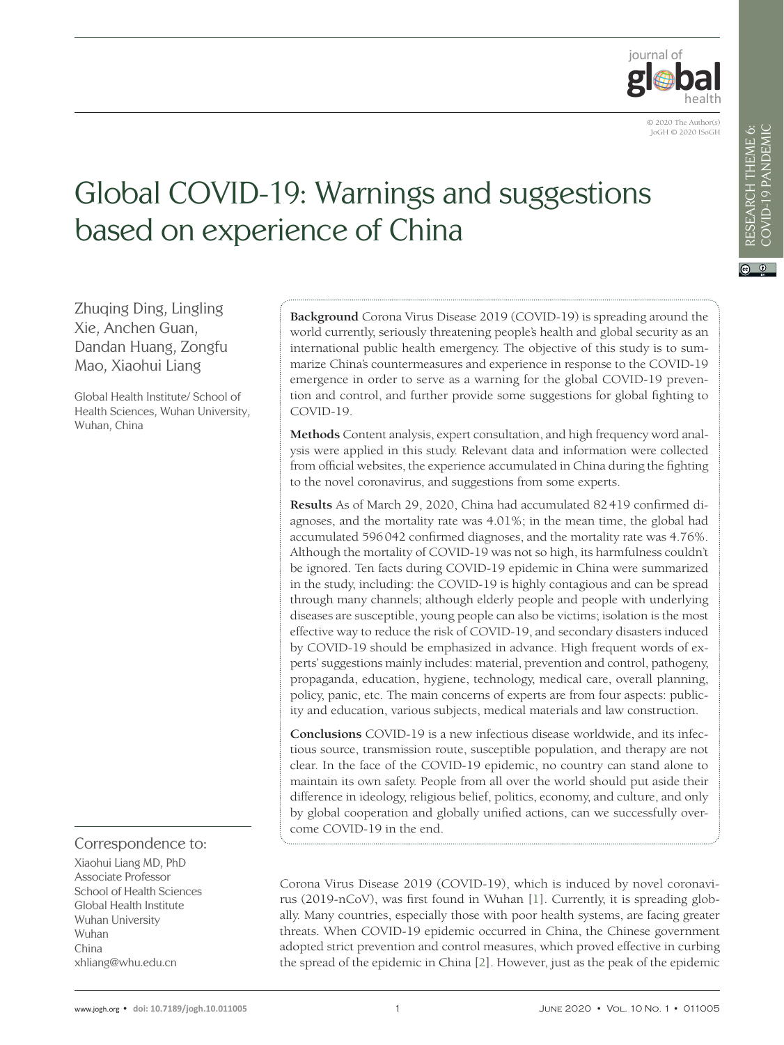# Global COVID-19: Warnings and suggestions based on experience of China

Zhuqing Ding, Lingling Xie, Anchen Guan, Dandan Huang, Zongfu Mao, Xiaohui Liang

Global Health Institute/ School of Health Sciences, Wuhan University, Wuhan, China

**Background** Corona Virus Disease 2019 (COVID-19) is spreading around the world currently, seriously threatening people's health and global security as an international public health emergency. The objective of this study is to summarize China's countermeasures and experience in response to the COVID-19 emergence in order to serve as a warning for the global COVID-19 prevention and control, and further provide some suggestions for global fighting to COVID-19.

**Methods** Content analysis, expert consultation, and high frequency word analysis were applied in this study. Relevant data and information were collected from official websites, the experience accumulated in China during the fighting to the novel coronavirus, and suggestions from some experts.

**Results** As of March 29, 2020, China had accumulated 82 419 confirmed diagnoses, and the mortality rate was 4.01%; in the mean time, the global had accumulated 596 042 confirmed diagnoses, and the mortality rate was 4.76%. Although the mortality of COVID-19 was not so high, its harmfulness couldn't be ignored. Ten facts during COVID-19 epidemic in China were summarized in the study, including: the COVID-19 is highly contagious and can be spread through many channels; although elderly people and people with underlying diseases are susceptible, young people can also be victims; isolation is the most effective way to reduce the risk of COVID-19, and secondary disasters induced by COVID-19 should be emphasized in advance. High frequent words of experts' suggestions mainly includes: material, prevention and control, pathogeny, propaganda, education, hygiene, technology, medical care, overall planning, policy, panic, etc. The main concerns of experts are from four aspects: publicity and education, various subjects, medical materials and law construction.

**Conclusions** COVID-19 is a new infectious disease worldwide, and its infectious source, transmission route, susceptible population, and therapy are not clear. In the face of the COVID-19 epidemic, no country can stand alone to maintain its own safety. People from all over the world should put aside their difference in ideology, religious belief, politics, economy, and culture, and only by global cooperation and globally unified actions, can we successfully overcome COVID-19 in the end.

Correspondence to:

Xiaohui Liang MD, PhD
Associate Professor
School of Health Sciences
Global Health Institute
Wuhan University
Wuhan
China
xhliang@whu.edu.cn

Corona Virus Disease 2019 (COVID-19), which is induced by novel coronavirus (2019-nCoV), was first found in Wuhan [1]. Currently, it is spreading globally. Many countries, especially those with poor health systems, are facing greater threats. When COVID-19 epidemic occurred in China, the Chinese government adopted strict prevention and control measures, which proved effective in curbing the spread of the epidemic in China [2]. However, just as the peak of the epidemic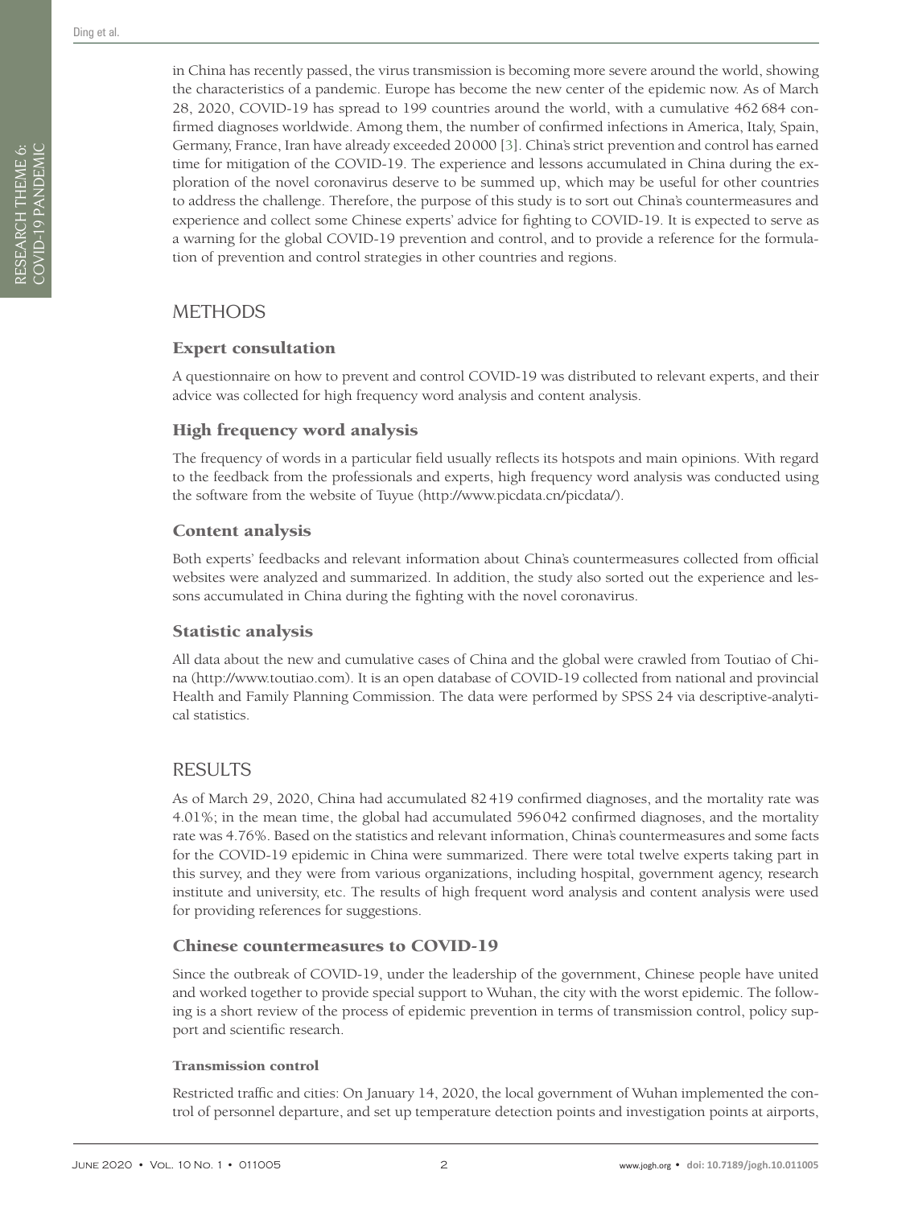in China has recently passed, the virus transmission is becoming more severe around the world, showing the characteristics of a pandemic. Europe has become the new center of the epidemic now. As of March 28, 2020, COVID-19 has spread to 199 countries around the world, with a cumulative 462 684 confirmed diagnoses worldwide. Among them, the number of confirmed infections in America, Italy, Spain, Germany, France, Iran have already exceeded 20 000 [3]. China's strict prevention and control has earned time for mitigation of the COVID-19. The experience and lessons accumulated in China during the exploration of the novel coronavirus deserve to be summed up, which may be useful for other countries to address the challenge. Therefore, the purpose of this study is to sort out China's countermeasures and experience and collect some Chinese experts' advice for fighting to COVID-19. It is expected to serve as a warning for the global COVID-19 prevention and control, and to provide a reference for the formulation of prevention and control strategies in other countries and regions.

## METHODS

### Expert consultation

A questionnaire on how to prevent and control COVID-19 was distributed to relevant experts, and their advice was collected for high frequency word analysis and content analysis.

### High frequency word analysis

The frequency of words in a particular field usually reflects its hotspots and main opinions. With regard to the feedback from the professionals and experts, high frequency word analysis was conducted using the software from the website of Tuyue (http://www.picdata.cn/picdata/).

### Content analysis

Both experts' feedbacks and relevant information about China's countermeasures collected from official websites were analyzed and summarized. In addition, the study also sorted out the experience and lessons accumulated in China during the fighting with the novel coronavirus.

### Statistic analysis

All data about the new and cumulative cases of China and the global were crawled from Toutiao of China (http://www.toutiao.com). It is an open database of COVID-19 collected from national and provincial Health and Family Planning Commission. The data were performed by SPSS 24 via descriptive-analytical statistics.

## RESULTS

As of March 29, 2020, China had accumulated 82 419 confirmed diagnoses, and the mortality rate was 4.01%; in the mean time, the global had accumulated 596 042 confirmed diagnoses, and the mortality rate was 4.76%. Based on the statistics and relevant information, China's countermeasures and some facts for the COVID-19 epidemic in China were summarized. There were total twelve experts taking part in this survey, and they were from various organizations, including hospital, government agency, research institute and university, etc. The results of high frequent word analysis and content analysis were used for providing references for suggestions.

### Chinese countermeasures to COVID-19

Since the outbreak of COVID-19, under the leadership of the government, Chinese people have united and worked together to provide special support to Wuhan, the city with the worst epidemic. The following is a short review of the process of epidemic prevention in terms of transmission control, policy support and scientific research.

#### Transmission control

Restricted traffic and cities: On January 14, 2020, the local government of Wuhan implemented the control of personnel departure, and set up temperature detection points and investigation points at airports,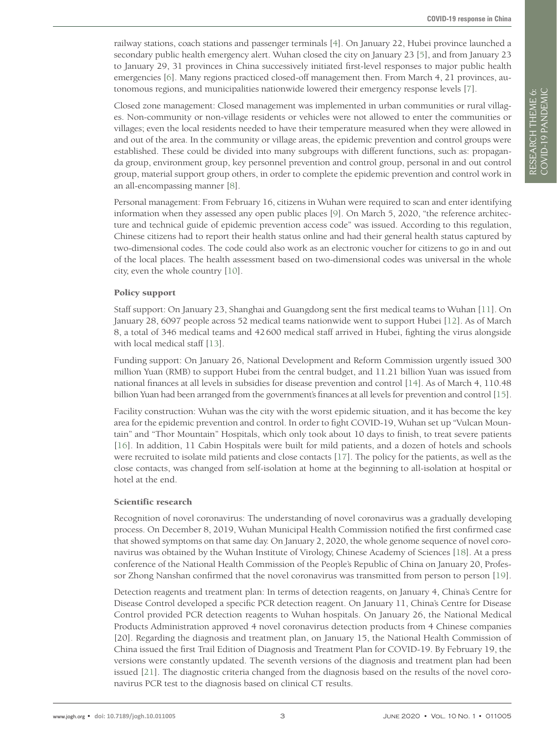railway stations, coach stations and passenger terminals [4]. On January 22, Hubei province launched a secondary public health emergency alert. Wuhan closed the city on January 23 [5], and from January 23 to January 29, 31 provinces in China successively initiated first-level responses to major public health emergencies [6]. Many regions practiced closed-off management then. From March 4, 21 provinces, autonomous regions, and municipalities nationwide lowered their emergency response levels [7].

Closed zone management: Closed management was implemented in urban communities or rural villages. Non-community or non-village residents or vehicles were not allowed to enter the communities or villages; even the local residents needed to have their temperature measured when they were allowed in and out of the area. In the community or village areas, the epidemic prevention and control groups were established. These could be divided into many subgroups with different functions, such as: propaganda group, environment group, key personnel prevention and control group, personal in and out control group, material support group others, in order to complete the epidemic prevention and control work in an all-encompassing manner [8].

Personal management: From February 16, citizens in Wuhan were required to scan and enter identifying information when they assessed any open public places [9]. On March 5, 2020, "the reference architecture and technical guide of epidemic prevention access code" was issued. According to this regulation, Chinese citizens had to report their health status online and had their general health status captured by two-dimensional codes. The code could also work as an electronic voucher for citizens to go in and out of the local places. The health assessment based on two-dimensional codes was universal in the whole city, even the whole country [10].

### Policy support

Staff support: On January 23, Shanghai and Guangdong sent the first medical teams to Wuhan [11]. On January 28, 6097 people across 52 medical teams nationwide went to support Hubei [12]. As of March 8, a total of 346 medical teams and 42 600 medical staff arrived in Hubei, fighting the virus alongside with local medical staff [13].

Funding support: On January 26, National Development and Reform Commission urgently issued 300 million Yuan (RMB) to support Hubei from the central budget, and 11.21 billion Yuan was issued from national finances at all levels in subsidies for disease prevention and control [14]. As of March 4, 110.48 billion Yuan had been arranged from the government's finances at all levels for prevention and control [15].

Facility construction: Wuhan was the city with the worst epidemic situation, and it has become the key area for the epidemic prevention and control. In order to fight COVID-19, Wuhan set up "Vulcan Mountain" and "Thor Mountain" Hospitals, which only took about 10 days to finish, to treat severe patients [16]. In addition, 11 Cabin Hospitals were built for mild patients, and a dozen of hotels and schools were recruited to isolate mild patients and close contacts [17]. The policy for the patients, as well as the close contacts, was changed from self-isolation at home at the beginning to all-isolation at hospital or hotel at the end.

### Scientific research

Recognition of novel coronavirus: The understanding of novel coronavirus was a gradually developing process. On December 8, 2019, Wuhan Municipal Health Commission notified the first confirmed case that showed symptoms on that same day. On January 2, 2020, the whole genome sequence of novel coronavirus was obtained by the Wuhan Institute of Virology, Chinese Academy of Sciences [18]. At a press conference of the National Health Commission of the People's Republic of China on January 20, Professor Zhong Nanshan confirmed that the novel coronavirus was transmitted from person to person [19].

Detection reagents and treatment plan: In terms of detection reagents, on January 4, China's Centre for Disease Control developed a specific PCR detection reagent. On January 11, China's Centre for Disease Control provided PCR detection reagents to Wuhan hospitals. On January 26, the National Medical Products Administration approved 4 novel coronavirus detection products from 4 Chinese companies [20]. Regarding the diagnosis and treatment plan, on January 15, the National Health Commission of China issued the first Trail Edition of Diagnosis and Treatment Plan for COVID-19. By February 19, the versions were constantly updated. The seventh versions of the diagnosis and treatment plan had been issued [21]. The diagnostic criteria changed from the diagnosis based on the results of the novel coronavirus PCR test to the diagnosis based on clinical CT results.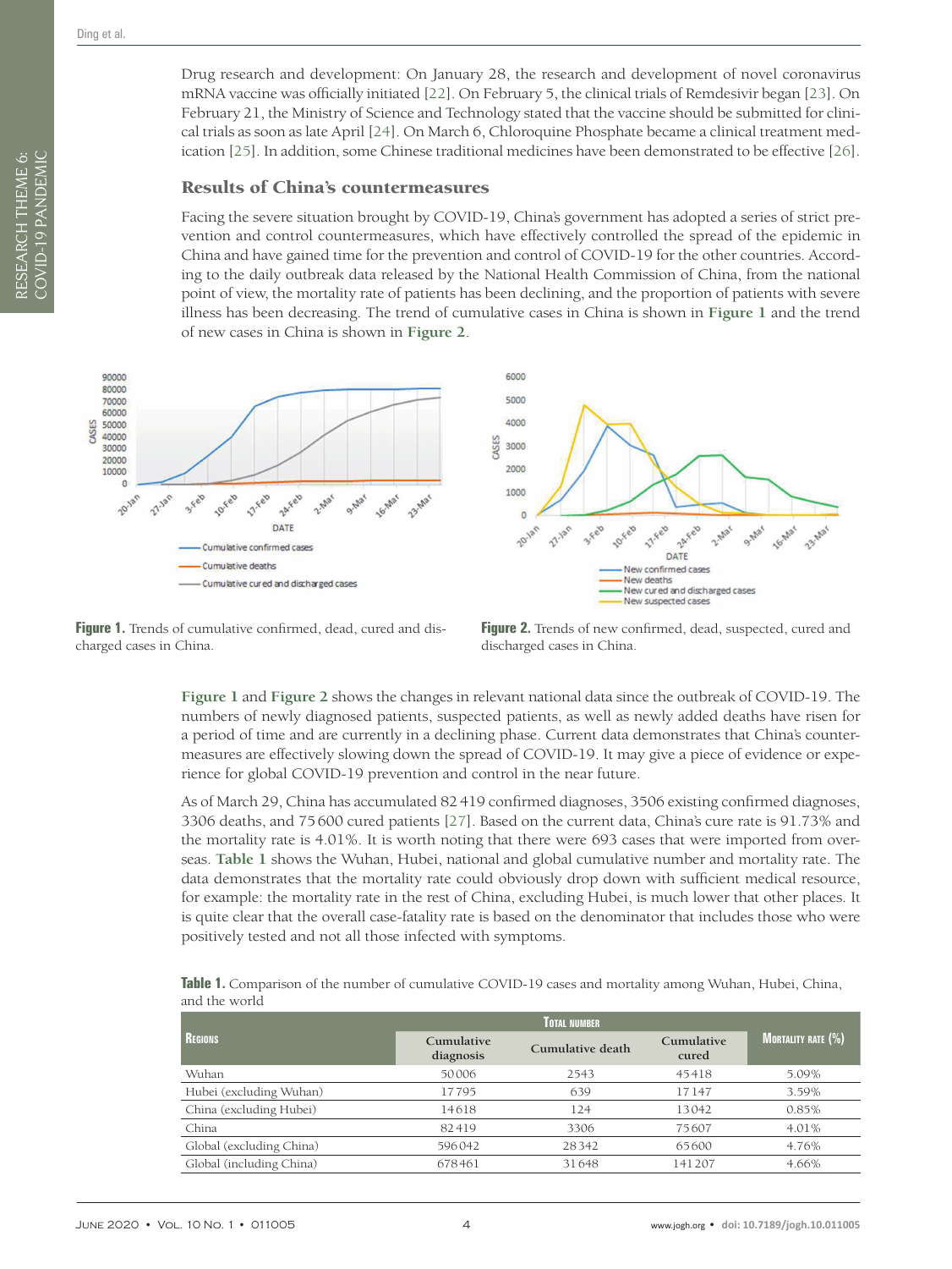Drug research and development: On January 28, the research and development of novel coronavirus mRNA vaccine was officially initiated [22]. On February 5, the clinical trials of Remdesivir began [23]. On February 21, the Ministry of Science and Technology stated that the vaccine should be submitted for clinical trials as soon as late April [24]. On March 6, Chloroquine Phosphate became a clinical treatment medication [25]. In addition, some Chinese traditional medicines have been demonstrated to be effective [26].

## Results of China's countermeasures

Facing the severe situation brought by COVID-19, China's government has adopted a series of strict prevention and control countermeasures, which have effectively controlled the spread of the epidemic in China and have gained time for the prevention and control of COVID-19 for the other countries. According to the daily outbreak data released by the National Health Commission of China, from the national point of view, the mortality rate of patients has been declining, and the proportion of patients with severe illness has been decreasing. The trend of cumulative cases in China is shown in **Figure 1** and the trend of new cases in China is shown in **Figure 2**.

**Figure 1.** Trends of cumulative confirmed, dead, cured and discharged cases in China.

**Figure 2.** Trends of new confirmed, dead, suspected, cured and discharged cases in China.

**Figure 1** and **Figure 2** shows the changes in relevant national data since the outbreak of COVID-19. The numbers of newly diagnosed patients, suspected patients, as well as newly added deaths have risen for a period of time and are currently in a declining phase. Current data demonstrates that China's countermeasures are effectively slowing down the spread of COVID-19. It may give a piece of evidence or experience for global COVID-19 prevention and control in the near future.

As of March 29, China has accumulated 82 419 confirmed diagnoses, 3506 existing confirmed diagnoses, 3306 deaths, and 75 600 cured patients [27]. Based on the current data, China's cure rate is 91.73% and the mortality rate is 4.01%. It is worth noting that there were 693 cases that were imported from overseas. **Table 1** shows the Wuhan, Hubei, national and global cumulative number and mortality rate. The data demonstrates that the mortality rate could obviously drop down with sufficient medical resource, for example: the mortality rate in the rest of China, excluding Hubei, is much lower that other places. It is quite clear that the overall case-fatality rate is based on the denominator that includes those who were positively tested and not all those infected with symptoms.

**Table 1.** Comparison of the number of cumulative COVID-19 cases and mortality among Wuhan, Hubei, China, and the world

| Regions | Total number | | | Mortality rate (%) |
|---|---|---|---|---|
| | Cumulative diagnosis | Cumulative death | Cumulative cured | |
| Wuhan | 50 006 | 2543 | 45 418 | 5.09% |
| Hubei (excluding Wuhan) | 17 795 | 639 | 17 147 | 3.59% |
| China (excluding Hubei) | 14 618 | 124 | 13 042 | 0.85% |
| China | 82 419 | 3306 | 75 607 | 4.01% |
| Global (excluding China) | 596 042 | 28 342 | 65 600 | 4.76% |
| Global (including China) | 678 461 | 31 648 | 141 207 | 4.66% |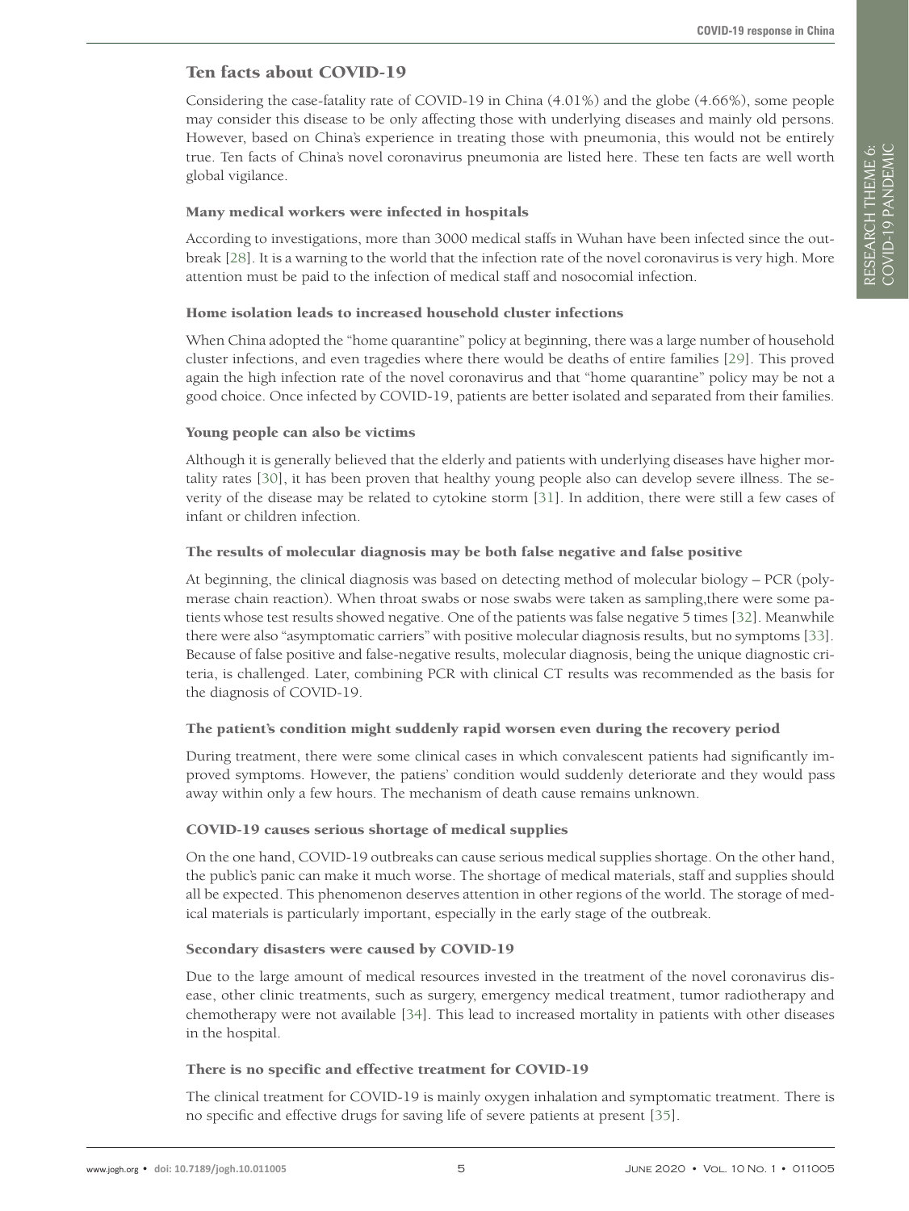## Ten facts about COVID-19

Considering the case-fatality rate of COVID-19 in China (4.01%) and the globe (4.66%), some people may consider this disease to be only affecting those with underlying diseases and mainly old persons. However, based on China's experience in treating those with pneumonia, this would not be entirely true. Ten facts of China's novel coronavirus pneumonia are listed here. These ten facts are well worth global vigilance.

### Many medical workers were infected in hospitals

According to investigations, more than 3000 medical staffs in Wuhan have been infected since the outbreak [28]. It is a warning to the world that the infection rate of the novel coronavirus is very high. More attention must be paid to the infection of medical staff and nosocomial infection.

### Home isolation leads to increased household cluster infections

When China adopted the "home quarantine" policy at beginning, there was a large number of household cluster infections, and even tragedies where there would be deaths of entire families [29]. This proved again the high infection rate of the novel coronavirus and that "home quarantine" policy may be not a good choice. Once infected by COVID-19, patients are better isolated and separated from their families.

### Young people can also be victims

Although it is generally believed that the elderly and patients with underlying diseases have higher mortality rates [30], it has been proven that healthy young people also can develop severe illness. The severity of the disease may be related to cytokine storm [31]. In addition, there were still a few cases of infant or children infection.

### The results of molecular diagnosis may be both false negative and false positive

At beginning, the clinical diagnosis was based on detecting method of molecular biology – PCR (polymerase chain reaction). When throat swabs or nose swabs were taken as sampling,there were some patients whose test results showed negative. One of the patients was false negative 5 times [32]. Meanwhile there were also "asymptomatic carriers" with positive molecular diagnosis results, but no symptoms [33]. Because of false positive and false-negative results, molecular diagnosis, being the unique diagnostic criteria, is challenged. Later, combining PCR with clinical CT results was recommended as the basis for the diagnosis of COVID-19.

### The patient's condition might suddenly rapid worsen even during the recovery period

During treatment, there were some clinical cases in which convalescent patients had significantly improved symptoms. However, the patiens' condition would suddenly deteriorate and they would pass away within only a few hours. The mechanism of death cause remains unknown.

### COVID-19 causes serious shortage of medical supplies

On the one hand, COVID-19 outbreaks can cause serious medical supplies shortage. On the other hand, the public's panic can make it much worse. The shortage of medical materials, staff and supplies should all be expected. This phenomenon deserves attention in other regions of the world. The storage of medical materials is particularly important, especially in the early stage of the outbreak.

### Secondary disasters were caused by COVID-19

Due to the large amount of medical resources invested in the treatment of the novel coronavirus disease, other clinic treatments, such as surgery, emergency medical treatment, tumor radiotherapy and chemotherapy were not available [34]. This lead to increased mortality in patients with other diseases in the hospital.

### There is no specific and effective treatment for COVID-19

The clinical treatment for COVID-19 is mainly oxygen inhalation and symptomatic treatment. There is no specific and effective drugs for saving life of severe patients at present [35].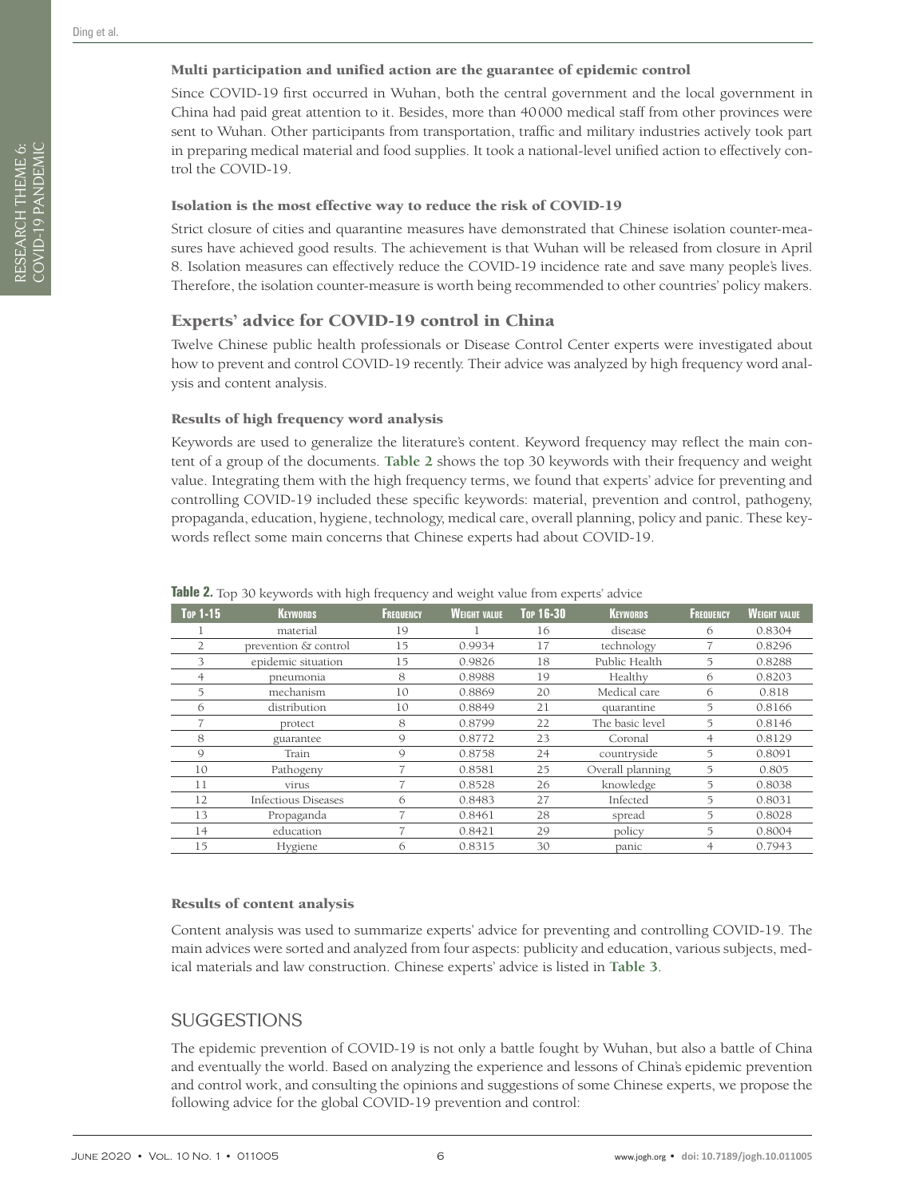### Multi participation and unified action are the guarantee of epidemic control

Since COVID-19 first occurred in Wuhan, both the central government and the local government in China had paid great attention to it. Besides, more than 40000 medical staff from other provinces were sent to Wuhan. Other participants from transportation, traffic and military industries actively took part in preparing medical material and food supplies. It took a national-level unified action to effectively control the COVID-19.

### Isolation is the most effective way to reduce the risk of COVID-19

Strict closure of cities and quarantine measures have demonstrated that Chinese isolation counter-measures have achieved good results. The achievement is that Wuhan will be released from closure in April 8. Isolation measures can effectively reduce the COVID-19 incidence rate and save many people's lives. Therefore, the isolation counter-measure is worth being recommended to other countries' policy makers.

## Experts' advice for COVID-19 control in China

Twelve Chinese public health professionals or Disease Control Center experts were investigated about how to prevent and control COVID-19 recently. Their advice was analyzed by high frequency word analysis and content analysis.

### Results of high frequency word analysis

Keywords are used to generalize the literature's content. Keyword frequency may reflect the main content of a group of the documents. **Table 2** shows the top 30 keywords with their frequency and weight value. Integrating them with the high frequency terms, we found that experts' advice for preventing and controlling COVID-19 included these specific keywords: material, prevention and control, pathogeny, propaganda, education, hygiene, technology, medical care, overall planning, policy and panic. These keywords reflect some main concerns that Chinese experts had about COVID-19.

**Table 2.** Top 30 keywords with high frequency and weight value from experts' advice

| Top 1-15 | Keywords | Frequency | Weight value | Top 16-30 | Keywords | Frequency | Weight value |
|---|---|---|---|---|---|---|---|
| 1 | material | 19 | 1 | 16 | disease | 6 | 0.8304 |
| 2 | prevention & control | 15 | 0.9934 | 17 | technology | 7 | 0.8296 |
| 3 | epidemic situation | 15 | 0.9826 | 18 | Public Health | 5 | 0.8288 |
| 4 | pneumonia | 8 | 0.8988 | 19 | Healthy | 6 | 0.8203 |
| 5 | mechanism | 10 | 0.8869 | 20 | Medical care | 6 | 0.818 |
| 6 | distribution | 10 | 0.8849 | 21 | quarantine | 5 | 0.8166 |
| 7 | protect | 8 | 0.8799 | 22 | The basic level | 5 | 0.8146 |
| 8 | guarantee | 9 | 0.8772 | 23 | Coronal | 4 | 0.8129 |
| 9 | Train | 9 | 0.8758 | 24 | countryside | 5 | 0.8091 |
| 10 | Pathogeny | 7 | 0.8581 | 25 | Overall planning | 5 | 0.805 |
| 11 | virus | 7 | 0.8528 | 26 | knowledge | 5 | 0.8038 |
| 12 | Infectious Diseases | 6 | 0.8483 | 27 | Infected | 5 | 0.8031 |
| 13 | Propaganda | 7 | 0.8461 | 28 | spread | 5 | 0.8028 |
| 14 | education | 7 | 0.8421 | 29 | policy | 5 | 0.8004 |
| 15 | Hygiene | 6 | 0.8315 | 30 | panic | 4 | 0.7943 |

### Results of content analysis

Content analysis was used to summarize experts' advice for preventing and controlling COVID-19. The main advices were sorted and analyzed from four aspects: publicity and education, various subjects, medical materials and law construction. Chinese experts' advice is listed in **Table 3**.

## SUGGESTIONS

The epidemic prevention of COVID-19 is not only a battle fought by Wuhan, but also a battle of China and eventually the world. Based on analyzing the experience and lessons of China's epidemic prevention and control work, and consulting the opinions and suggestions of some Chinese experts, we propose the following advice for the global COVID-19 prevention and control: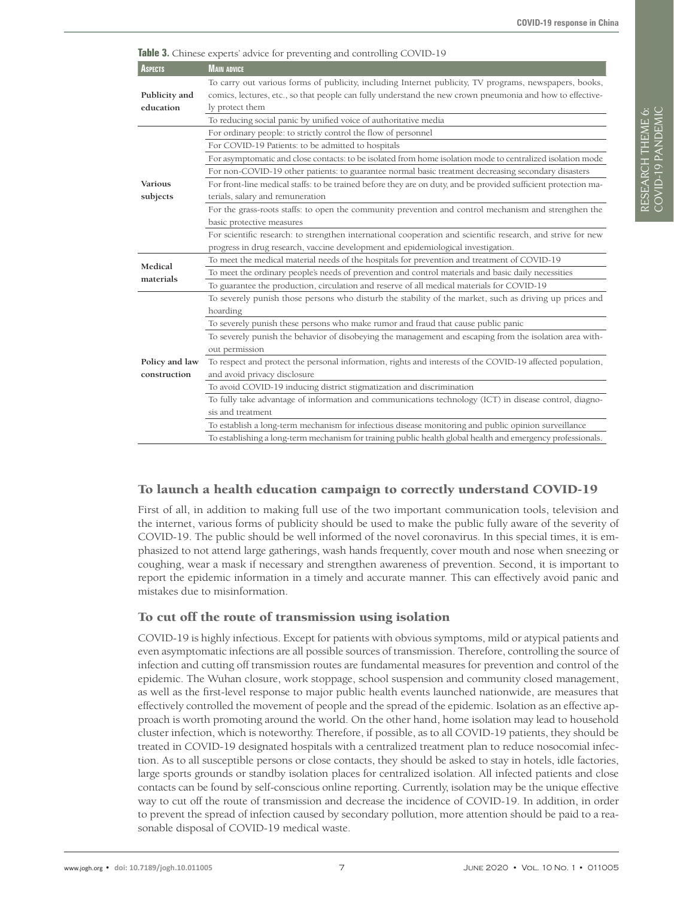**Table 3.** Chinese experts' advice for preventing and controlling COVID-19

| Aspects | Main advice |
|---|---|
| Publicity and education | To carry out various forms of publicity, including Internet publicity, TV programs, newspapers, books, comics, lectures, etc., so that people can fully understand the new crown pneumonia and how to effectively protect them |
| | To reducing social panic by unified voice of authoritative media |
| Various subjects | For ordinary people: to strictly control the flow of personnel |
| | For COVID-19 Patients: to be admitted to hospitals |
| | For asymptomatic and close contacts: to be isolated from home isolation mode to centralized isolation mode |
| | For non-COVID-19 other patients: to guarantee normal basic treatment decreasing secondary disasters |
| | For front-line medical staffs: to be trained before they are on duty, and be provided sufficient protection materials, salary and remuneration |
| | For the grass-roots staffs: to open the community prevention and control mechanism and strengthen the basic protective measures |
| | For scientific research: to strengthen international cooperation and scientific research, and strive for new progress in drug research, vaccine development and epidemiological investigation. |
| Medical materials | To meet the medical material needs of the hospitals for prevention and treatment of COVID-19 |
| | To meet the ordinary people's needs of prevention and control materials and basic daily necessities |
| | To guarantee the production, circulation and reserve of all medical materials for COVID-19 |
| Policy and law construction | To severely punish those persons who disturb the stability of the market, such as driving up prices and hoarding |
| | To severely punish these persons who make rumor and fraud that cause public panic |
| | To severely punish the behavior of disobeying the management and escaping from the isolation area without permission |
| | To respect and protect the personal information, rights and interests of the COVID-19 affected population, and avoid privacy disclosure |
| | To avoid COVID-19 inducing district stigmatization and discrimination |
| | To fully take advantage of information and communications technology (ICT) in disease control, diagnosis and treatment |
| | To establish a long-term mechanism for infectious disease monitoring and public opinion surveillance |
| | To establishing a long-term mechanism for training public health global health and emergency professionals. |

## To launch a health education campaign to correctly understand COVID-19

First of all, in addition to making full use of the two important communication tools, television and the internet, various forms of publicity should be used to make the public fully aware of the severity of COVID-19. The public should be well informed of the novel coronavirus. In this special times, it is emphasized to not attend large gatherings, wash hands frequently, cover mouth and nose when sneezing or coughing, wear a mask if necessary and strengthen awareness of prevention. Second, it is important to report the epidemic information in a timely and accurate manner. This can effectively avoid panic and mistakes due to misinformation.

## To cut off the route of transmission using isolation

COVID-19 is highly infectious. Except for patients with obvious symptoms, mild or atypical patients and even asymptomatic infections are all possible sources of transmission. Therefore, controlling the source of infection and cutting off transmission routes are fundamental measures for prevention and control of the epidemic. The Wuhan closure, work stoppage, school suspension and community closed management, as well as the first-level response to major public health events launched nationwide, are measures that effectively controlled the movement of people and the spread of the epidemic. Isolation as an effective approach is worth promoting around the world. On the other hand, home isolation may lead to household cluster infection, which is noteworthy. Therefore, if possible, as to all COVID-19 patients, they should be treated in COVID-19 designated hospitals with a centralized treatment plan to reduce nosocomial infection. As to all susceptible persons or close contacts, they should be asked to stay in hotels, idle factories, large sports grounds or standby isolation places for centralized isolation. All infected patients and close contacts can be found by self-conscious online reporting. Currently, isolation may be the unique effective way to cut off the route of transmission and decrease the incidence of COVID-19. In addition, in order to prevent the spread of infection caused by secondary pollution, more attention should be paid to a reasonable disposal of COVID-19 medical waste.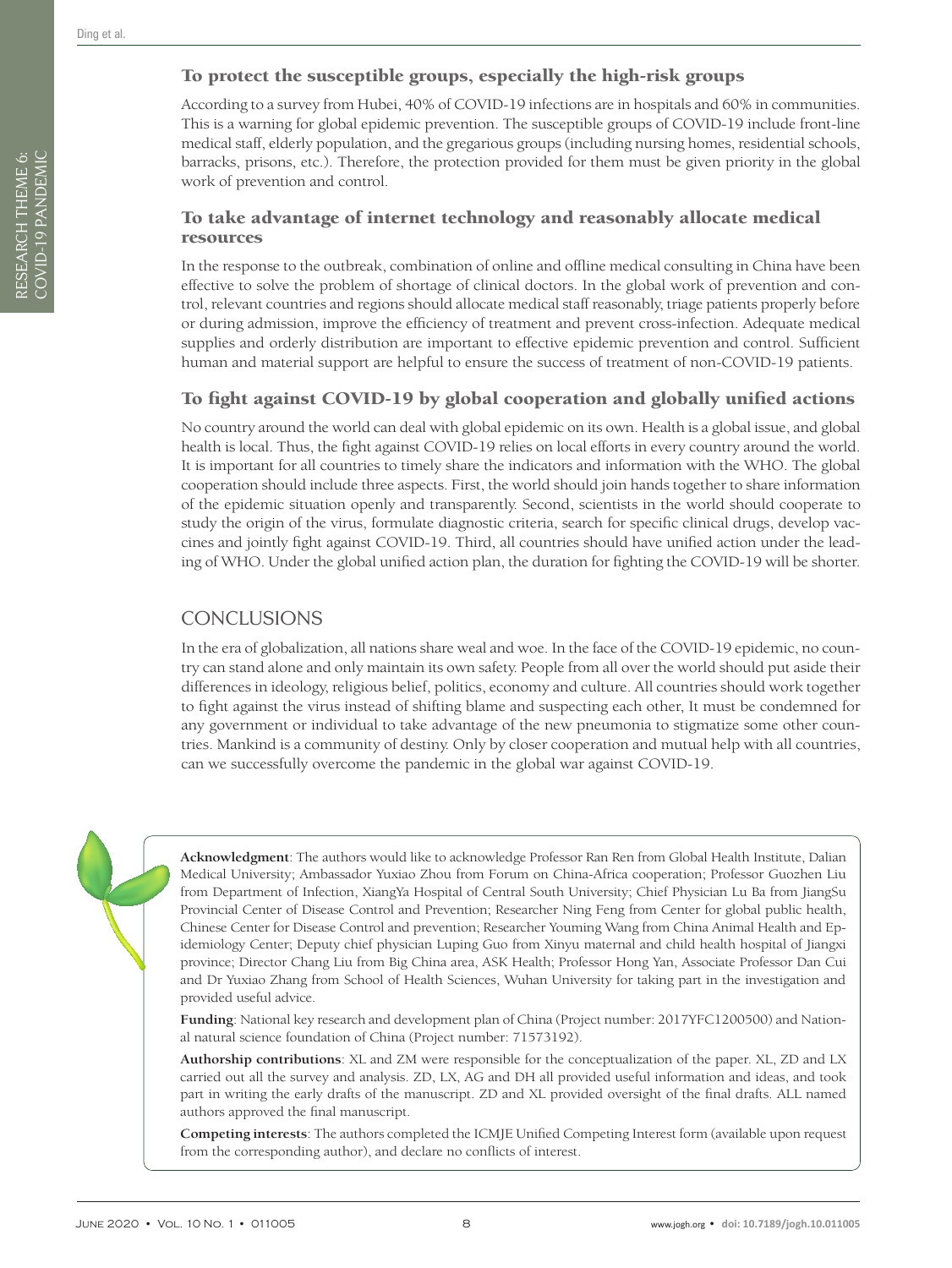### To protect the susceptible groups, especially the high-risk groups

According to a survey from Hubei, 40% of COVID-19 infections are in hospitals and 60% in communities. This is a warning for global epidemic prevention. The susceptible groups of COVID-19 include front-line medical staff, elderly population, and the gregarious groups (including nursing homes, residential schools, barracks, prisons, etc.). Therefore, the protection provided for them must be given priority in the global work of prevention and control.

### To take advantage of internet technology and reasonably allocate medical resources

In the response to the outbreak, combination of online and offline medical consulting in China have been effective to solve the problem of shortage of clinical doctors. In the global work of prevention and control, relevant countries and regions should allocate medical staff reasonably, triage patients properly before or during admission, improve the efficiency of treatment and prevent cross-infection. Adequate medical supplies and orderly distribution are important to effective epidemic prevention and control. Sufficient human and material support are helpful to ensure the success of treatment of non-COVID-19 patients.

### To fight against COVID-19 by global cooperation and globally unified actions

No country around the world can deal with global epidemic on its own. Health is a global issue, and global health is local. Thus, the fight against COVID-19 relies on local efforts in every country around the world. It is important for all countries to timely share the indicators and information with the WHO. The global cooperation should include three aspects. First, the world should join hands together to share information of the epidemic situation openly and transparently. Second, scientists in the world should cooperate to study the origin of the virus, formulate diagnostic criteria, search for specific clinical drugs, develop vaccines and jointly fight against COVID-19. Third, all countries should have unified action under the leading of WHO. Under the global unified action plan, the duration for fighting the COVID-19 will be shorter.

## CONCLUSIONS

In the era of globalization, all nations share weal and woe. In the face of the COVID-19 epidemic, no country can stand alone and only maintain its own safety. People from all over the world should put aside their differences in ideology, religious belief, politics, economy and culture. All countries should work together to fight against the virus instead of shifting blame and suspecting each other, It must be condemned for any government or individual to take advantage of the new pneumonia to stigmatize some other countries. Mankind is a community of destiny. Only by closer cooperation and mutual help with all countries, can we successfully overcome the pandemic in the global war against COVID-19.

**Acknowledgment**: The authors would like to acknowledge Professor Ran Ren from Global Health Institute, Dalian Medical University; Ambassador Yuxiao Zhou from Forum on China-Africa cooperation; Professor Guozhen Liu from Department of Infection, XiangYa Hospital of Central South University; Chief Physician Lu Ba from JiangSu Provincial Center of Disease Control and Prevention; Researcher Ning Feng from Center for global public health, Chinese Center for Disease Control and prevention; Researcher Youming Wang from China Animal Health and Epidemiology Center; Deputy chief physician Luping Guo from Xinyu maternal and child health hospital of Jiangxi province; Director Chang Liu from Big China area, ASK Health; Professor Hong Yan, Associate Professor Dan Cui and Dr Yuxiao Zhang from School of Health Sciences, Wuhan University for taking part in the investigation and provided useful advice.

**Funding**: National key research and development plan of China (Project number: 2017YFC1200500) and National natural science foundation of China (Project number: 71573192).

**Authorship contributions**: XL and ZM were responsible for the conceptualization of the paper. XL, ZD and LX carried out all the survey and analysis. ZD, LX, AG and DH all provided useful information and ideas, and took part in writing the early drafts of the manuscript. ZD and XL provided oversight of the final drafts. ALL named authors approved the final manuscript.

**Competing interests**: The authors completed the ICMJE Unified Competing Interest form (available upon request from the corresponding author), and declare no conflicts of interest.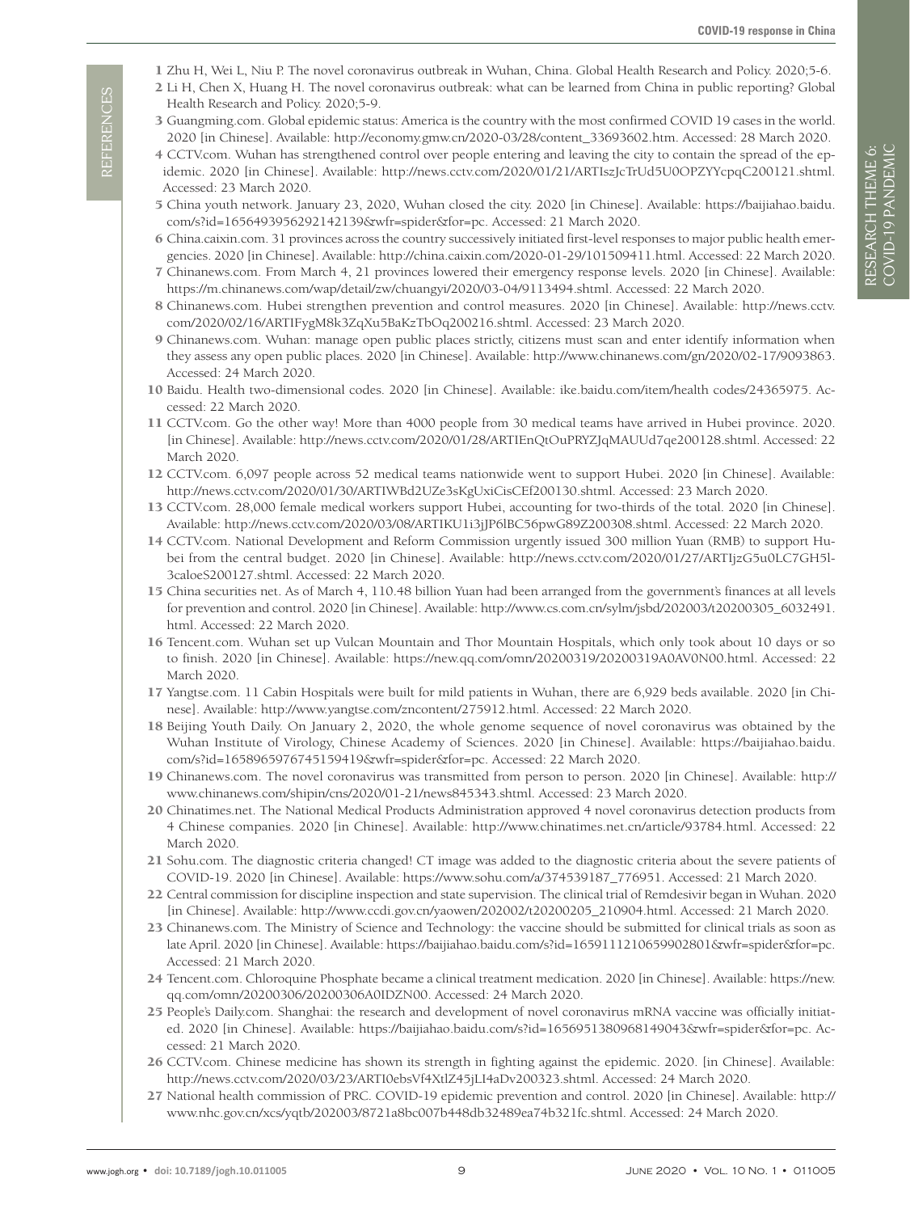## REFERENCES

1. Zhu H, Wei L, Niu P. The novel coronavirus outbreak in Wuhan, China. Global Health Research and Policy. 2020;5-6.
2. Li H, Chen X, Huang H. The novel coronavirus outbreak: what can be learned from China in public reporting? Global Health Research and Policy. 2020;5-9.
3. Guangming.com. Global epidemic status: America is the country with the most confirmed COVID 19 cases in the world. 2020 [in Chinese]. Available: http://economy.gmw.cn/2020-03/28/content_33693602.htm. Accessed: 28 March 2020.
4. CCTV.com. Wuhan has strengthened control over people entering and leaving the city to contain the spread of the epidemic. 2020 [in Chinese]. Available: http://news.cctv.com/2020/01/21/ARTIszJcTrUd5U0OPZYYcpqC200121.shtml. Accessed: 23 March 2020.
5. China youth network. January 23, 2020, Wuhan closed the city. 2020 [in Chinese]. Available: https://baijiahao.baidu.com/s?id=1656493956292142139&wfr=spider&for=pc. Accessed: 21 March 2020.
6. China.caixin.com. 31 provinces across the country successively initiated first-level responses to major public health emergencies. 2020 [in Chinese]. Available: http://china.caixin.com/2020-01-29/101509411.html. Accessed: 22 March 2020.
7. Chinanews.com. From March 4, 21 provinces lowered their emergency response levels. 2020 [in Chinese]. Available: https://m.chinanews.com/wap/detail/zw/chuangyi/2020/03-04/9113494.shtml. Accessed: 22 March 2020.
8. Chinanews.com. Hubei strengthen prevention and control measures. 2020 [in Chinese]. Available: http://news.cctv.com/2020/02/16/ARTIFygM8k3ZqXu5BaKzTbOq200216.shtml. Accessed: 23 March 2020.
9. Chinanews.com. Wuhan: manage open public places strictly, citizens must scan and enter identify information when they assess any open public places. 2020 [in Chinese]. Available: http://www.chinanews.com/gn/2020/02-17/9093863. Accessed: 24 March 2020.
10. Baidu. Health two-dimensional codes. 2020 [in Chinese]. Available: ike.baidu.com/item/health codes/24365975. Accessed: 22 March 2020.
11. CCTV.com. Go the other way! More than 4000 people from 30 medical teams have arrived in Hubei province. 2020. [in Chinese]. Available: http://news.cctv.com/2020/01/28/ARTIEnQtOuPRYZJqMAUUd7qe200128.shtml. Accessed: 22 March 2020.
12. CCTV.com. 6,097 people across 52 medical teams nationwide went to support Hubei. 2020 [in Chinese]. Available: http://news.cctv.com/2020/01/30/ARTIWBd2UZe3sKgUxiCisCEf200130.shtml. Accessed: 23 March 2020.
13. CCTV.com. 28,000 female medical workers support Hubei, accounting for two-thirds of the total. 2020 [in Chinese]. Available: http://news.cctv.com/2020/03/08/ARTIKU1i3jJP6lBC56pwG89Z200308.shtml. Accessed: 22 March 2020.
14. CCTV.com. National Development and Reform Commission urgently issued 300 million Yuan (RMB) to support Hubei from the central budget. 2020 [in Chinese]. Available: http://news.cctv.com/2020/01/27/ARTIjzG5u0LC7GH5l-3caloeS200127.shtml. Accessed: 22 March 2020.
15. China securities net. As of March 4, 110.48 billion Yuan had been arranged from the government's finances at all levels for prevention and control. 2020 [in Chinese]. Available: http://www.cs.com.cn/sylm/jsbd/202003/t20200305_6032491.html. Accessed: 22 March 2020.
16. Tencent.com. Wuhan set up Vulcan Mountain and Thor Mountain Hospitals, which only took about 10 days or so to finish. 2020 [in Chinese]. Available: https://new.qq.com/omn/20200319/20200319A0AV0N00.html. Accessed: 22 March 2020.
17. Yangtse.com. 11 Cabin Hospitals were built for mild patients in Wuhan, there are 6,929 beds available. 2020 [in Chinese]. Available: http://www.yangtse.com/zncontent/275912.html. Accessed: 22 March 2020.
18. Beijing Youth Daily. On January 2, 2020, the whole genome sequence of novel coronavirus was obtained by the Wuhan Institute of Virology, Chinese Academy of Sciences. 2020 [in Chinese]. Available: https://baijiahao.baidu.com/s?id=1658965976745159419&wfr=spider&for=pc. Accessed: 22 March 2020.
19. Chinanews.com. The novel coronavirus was transmitted from person to person. 2020 [in Chinese]. Available: http://www.chinanews.com/shipin/cns/2020/01-21/news845343.shtml. Accessed: 23 March 2020.
20. Chinatimes.net. The National Medical Products Administration approved 4 novel coronavirus detection products from 4 Chinese companies. 2020 [in Chinese]. Available: http://www.chinatimes.net.cn/article/93784.html. Accessed: 22 March 2020.
21. Sohu.com. The diagnostic criteria changed! CT image was added to the diagnostic criteria about the severe patients of COVID-19. 2020 [in Chinese]. Available: https://www.sohu.com/a/374539187_776951. Accessed: 21 March 2020.
22. Central commission for discipline inspection and state supervision. The clinical trial of Remdesivir began in Wuhan. 2020 [in Chinese]. Available: http://www.ccdi.gov.cn/yaowen/202002/t20200205_210904.html. Accessed: 21 March 2020.
23. Chinanews.com. The Ministry of Science and Technology: the vaccine should be submitted for clinical trials as soon as late April. 2020 [in Chinese]. Available: https://baijiahao.baidu.com/s?id=1659111210659902801&wfr=spider&for=pc. Accessed: 21 March 2020.
24. Tencent.com. Chloroquine Phosphate became a clinical treatment medication. 2020 [in Chinese]. Available: https://new.qq.com/omn/20200306/20200306A0IDZN00. Accessed: 24 March 2020.
25. People's Daily.com. Shanghai: the research and development of novel coronavirus mRNA vaccine was officially initiated. 2020 [in Chinese]. Available: https://baijiahao.baidu.com/s?id=1656951380968149043&wfr=spider&for=pc. Accessed: 21 March 2020.
26. CCTV.com. Chinese medicine has shown its strength in fighting against the epidemic. 2020. [in Chinese]. Available: http://news.cctv.com/2020/03/23/ARTI0ebsVf4XtlZ45jLI4aDv200323.shtml. Accessed: 24 March 2020.
27. National health commission of PRC. COVID-19 epidemic prevention and control. 2020 [in Chinese]. Available: http://www.nhc.gov.cn/xcs/yqtb/202003/8721a8bc007b448db32489ea74b321fc.shtml. Accessed: 24 March 2020.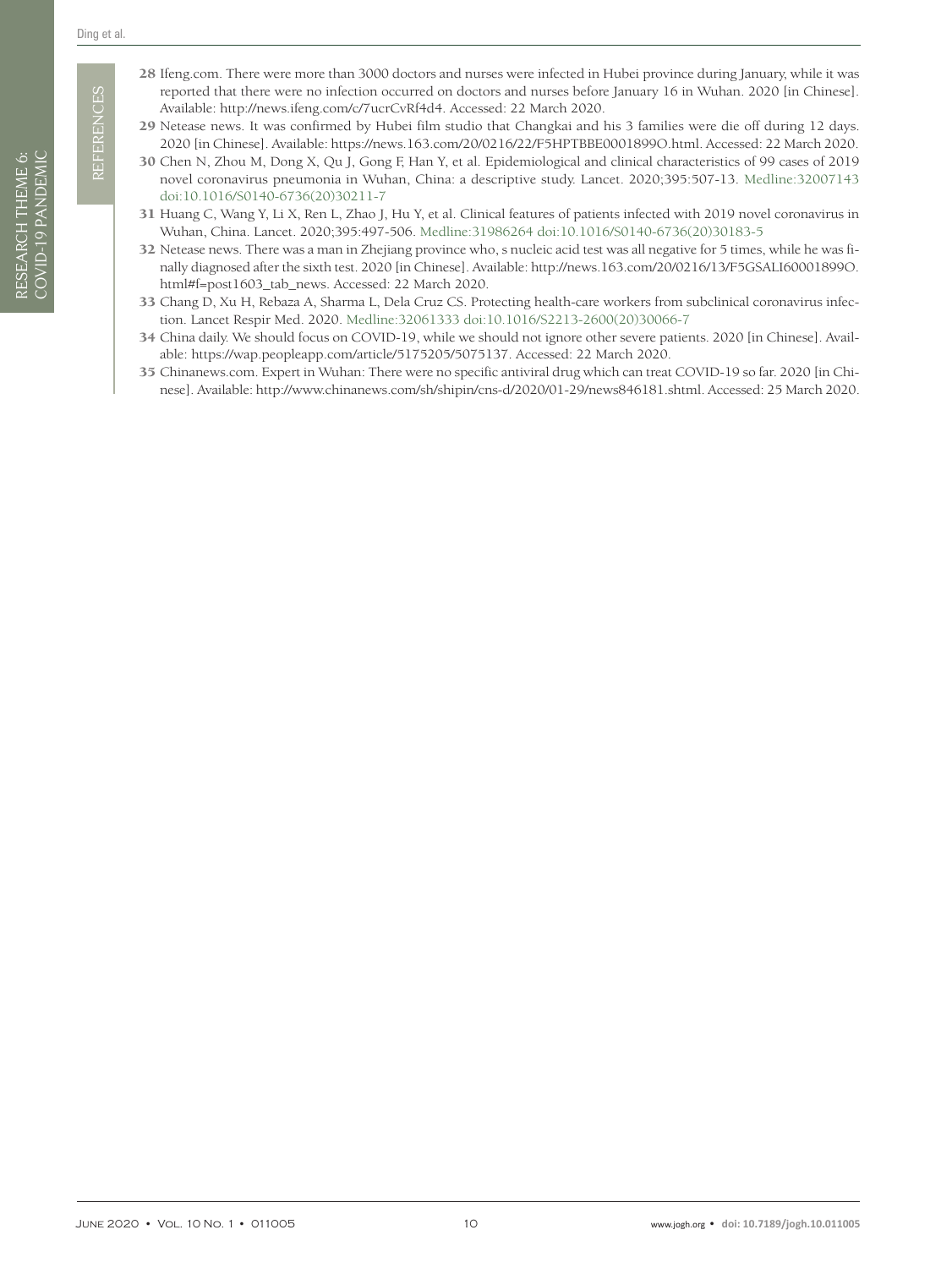28 Ifeng.com. There were more than 3000 doctors and nurses were infected in Hubei province during January, while it was reported that there were no infection occurred on doctors and nurses before January 16 in Wuhan. 2020 [in Chinese]. Available: http://news.ifeng.com/c/7ucrCvRf4d4. Accessed: 22 March 2020.

29 Netease news. It was confirmed by Hubei film studio that Changkai and his 3 families were die off during 12 days. 2020 [in Chinese]. Available: https://news.163.com/20/0216/22/F5HPTBBE0001899O.html. Accessed: 22 March 2020.

30 Chen N, Zhou M, Dong X, Qu J, Gong F, Han Y, et al. Epidemiological and clinical characteristics of 99 cases of 2019 novel coronavirus pneumonia in Wuhan, China: a descriptive study. Lancet. 2020;395:507-13. Medline:32007143 doi:10.1016/S0140-6736(20)30211-7

31 Huang C, Wang Y, Li X, Ren L, Zhao J, Hu Y, et al. Clinical features of patients infected with 2019 novel coronavirus in Wuhan, China. Lancet. 2020;395:497-506. Medline:31986264 doi:10.1016/S0140-6736(20)30183-5

32 Netease news. There was a man in Zhejiang province who, s nucleic acid test was all negative for 5 times, while he was finally diagnosed after the sixth test. 2020 [in Chinese]. Available: http://news.163.com/20/0216/13/F5GSALI60001899O.html#f=post1603_tab_news. Accessed: 22 March 2020.

33 Chang D, Xu H, Rebaza A, Sharma L, Dela Cruz CS. Protecting health-care workers from subclinical coronavirus infection. Lancet Respir Med. 2020. Medline:32061333 doi:10.1016/S2213-2600(20)30066-7

34 China daily. We should focus on COVID-19, while we should not ignore other severe patients. 2020 [in Chinese]. Available: https://wap.peopleapp.com/article/5175205/5075137. Accessed: 22 March 2020.

35 Chinanews.com. Expert in Wuhan: There were no specific antiviral drug which can treat COVID-19 so far. 2020 [in Chinese]. Available: http://www.chinanews.com/sh/shipin/cns-d/2020/01-29/news846181.shtml. Accessed: 25 March 2020.